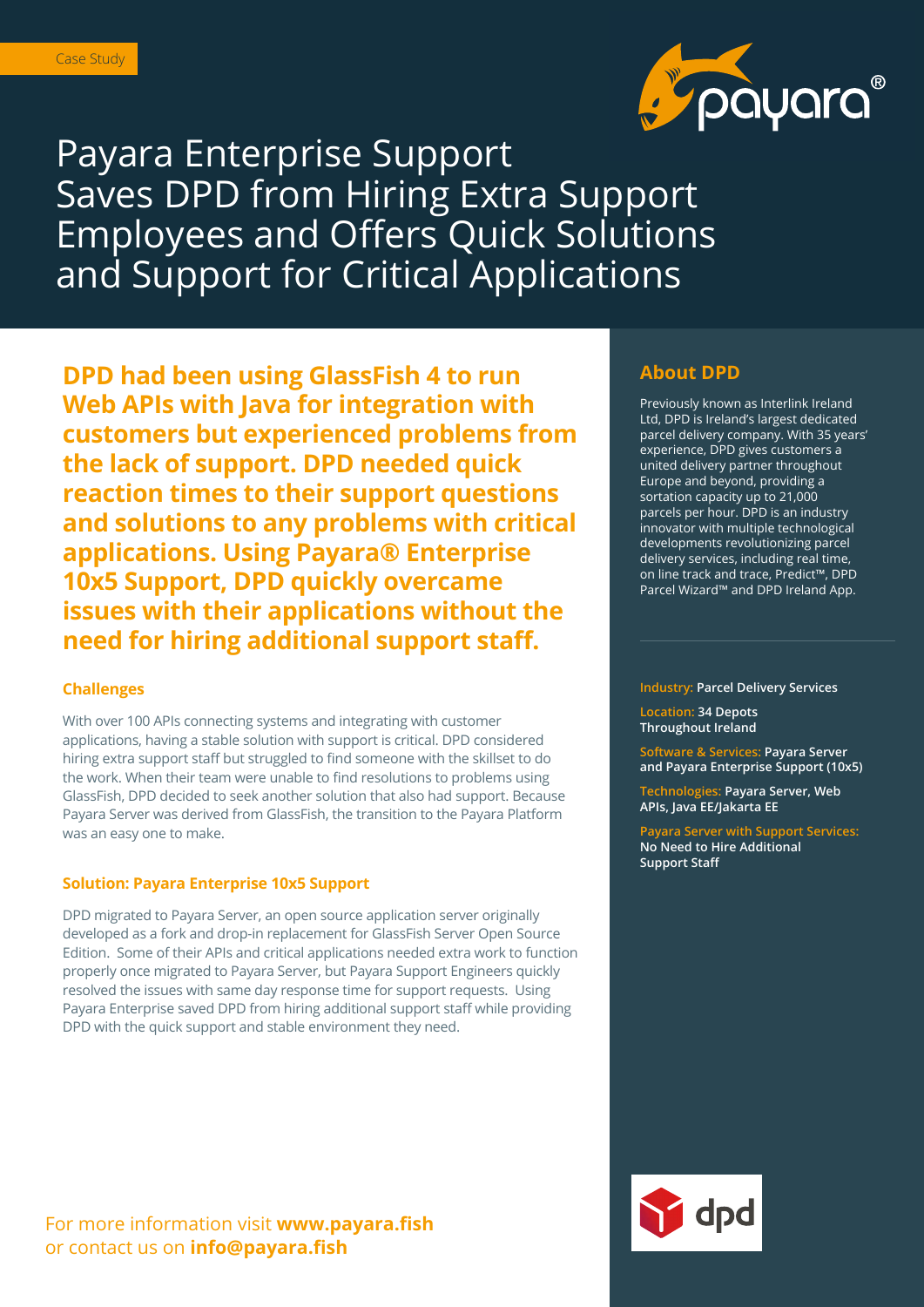Case Study

# Payara Enterprise Support Saves DPD from Hiring Extra Support Employees and Offers Quick Solutions and Support for Critical Applications

**DPD had been using GlassFish 4 to run Web APIs with Java for integration with customers but experienced problems from the lack of support. DPD needed quick reaction times to their support questions and solutions to any problems with critical applications. Using Payara® Enterprise 10x5 Support, DPD quickly overcame issues with their applications without the need for hiring additional support staff.**

### Challenges

With over 100 APIs connecting systems and integrating with customer applications, having a stable solution with support is critical. DPD considered hiring extra support staff but struggled to find someone with the skillset to do the work. When their team were unable to find resolutions to problems using GlassFish, DPD decided to seek another solution that also had support. Because Payara Server was derived from GlassFish, the transition to the Payara Platform was an easy one to make.

### Solution: Payara Enterprise 10x5 Support

DPD migrated to Payara Server, an open source application server originally developed as a fork and drop-in replacement for GlassFish Server Open Source Edition. Some of their APIs and critical applications needed extra work to function properly once migrated to Payara Server, but Payara Support Engineers quickly resolved the issues with same day response time for support requests. Using Payara Enterprise saved DPD from hiring additional support staff while providing DPD with the quick support and stable environment they need.

## About DPD

Previously known as Interlink Ireland Ltd, DPD is Ireland's largest dedicated parcel delivery company. With 35 years' experience, DPD gives customers a united delivery partner throughout Europe and beyond, providing a sortation capacity up to 21,000 parcels per hour. DPD is an industry innovator with multiple technological developments revolutionizing parcel delivery services, including real time, on line track and trace, Predict™, DPD Parcel Wizard™ and DPD Ireland App.

**Industry:** Parcel Delivery Services

**Location:** 34 Depots Throughout Ireland

**Software & Services:** Payara Server and Payara Enterprise Support (10x5)

**Technologies:** Payara Server, Web APIs, Java EE/Jakarta EE

**Payara Server with Support Services:** No Need to Hire Additional Support Staff

For more information visit **www.payara.fish** or contact us on **info@payara.fish**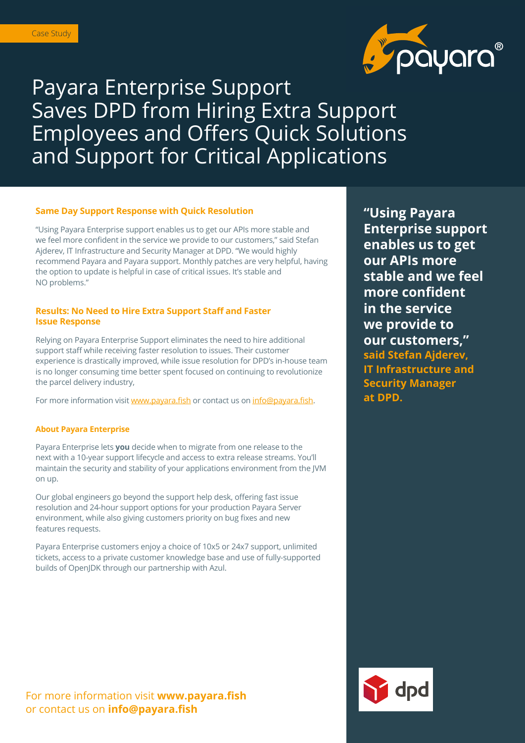Case Study

# Payara Enterprise Support Saves DPD from Hiring Extra Support Employees and Offers Quick Solutions and Support for Critical Applications

### Same Day Support Response with Quick Resolution

"Using Payara Enterprise support enables us to get our APIs more stable and we feel more confident in the service we provide to our customers," said Stefan Ajderev, IT Infrastructure and Security Manager at DPD. "We would highly recommend Payara and Payara support. Monthly patches are very helpful, having the option to update is helpful in case of critical issues. It's stable and NO problems."

### Results: No Need to Hire Extra Support Staff and Faster Issue Response

Relying on Payara Enterprise Support eliminates the need to hire additional support staff while receiving faster resolution to issues. Their customer experience is drastically improved, while issue resolution for DPD's in-house team is no longer consuming time better spent focused on continuing to revolutionize the parcel delivery industry,

For more information visit www.payara.fish or contact us on info@payara.fish.

#### About Payara Enterprise

Payara Enterprise lets **you** decide when to migrate from one release to the next with a 10-year support lifecycle and access to extra release streams. You'll maintain the security and stability of your applications environment from the JVM on up.

Our global engineers go beyond the support help desk, offering fast issue resolution and 24-hour support options for your production Payara Server environment, while also giving customers priority on bug fixes and new features requests.

Payara Enterprise customers enjoy a choice of 10x5 or 24x7 support, unlimited tickets, access to a private customer knowledge base and use of fully-supported builds of OpenJDK through our partnership with Azul.

**"Using Payara Enterprise support enables us to get our APIs more stable and we feel more confident in the service we provide to our customers," said Stefan Ajderev, IT Infrastructure and Security Manager at DPD.**

For more information visit **www.payara.fish** or contact us on **info@payara.fish**